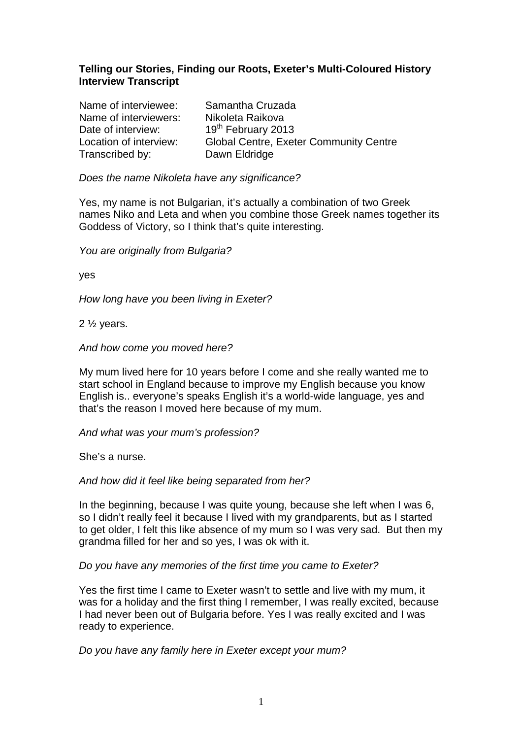**Telling our Stories, Finding our Roots, Exeter's Multi-Coloured History Interview Transcript**

Name of interviewee: Samantha Cruzada
Name of interviewers: Nikoleta Raikova
Date of interview: 19th February 2013
Location of interview: Global Centre, Exeter Community Centre
Transcribed by: Dawn Eldridge

*Does the name Nikoleta have any significance?*

Yes, my name is not Bulgarian, it's actually a combination of two Greek names Niko and Leta and when you combine those Greek names together its Goddess of Victory, so I think that's quite interesting.

*You are originally from Bulgaria?*

yes

*How long have you been living in Exeter?*

2 ½ years.

*And how come you moved here?*

My mum lived here for 10 years before I come and she really wanted me to start school in England because to improve my English because you know English is.. everyone's speaks English it's a world-wide language, yes and that's the reason I moved here because of my mum.

*And what was your mum's profession?*

She's a nurse.

*And how did it feel like being separated from her?*

In the beginning, because I was quite young, because she left when I was 6, so I didn't really feel it because I lived with my grandparents, but as I started to get older, I felt this like absence of my mum so I was very sad. But then my grandma filled for her and so yes, I was ok with it.

*Do you have any memories of the first time you came to Exeter?*

Yes the first time I came to Exeter wasn't to settle and live with my mum, it was for a holiday and the first thing I remember, I was really excited, because I had never been out of Bulgaria before. Yes I was really excited and I was ready to experience.

*Do you have any family here in Exeter except your mum?*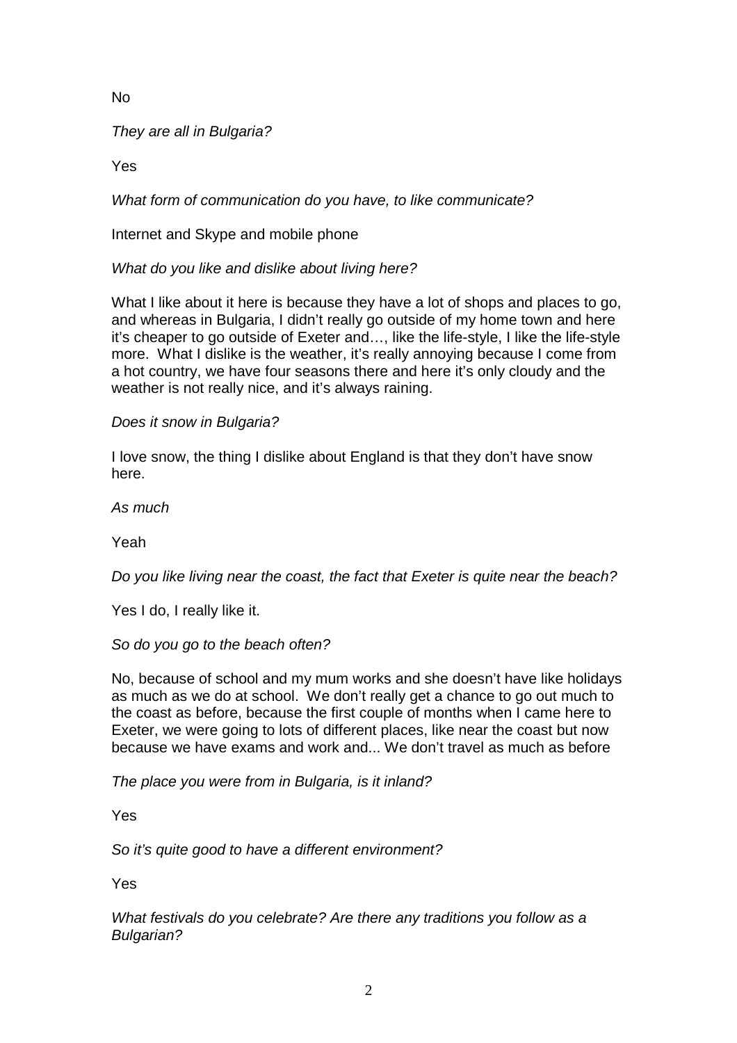No

*They are all in Bulgaria?*

Yes

*What form of communication do you have, to like communicate?*

Internet and Skype and mobile phone

*What do you like and dislike about living here?*

What I like about it here is because they have a lot of shops and places to go, and whereas in Bulgaria, I didn't really go outside of my home town and here it's cheaper to go outside of Exeter and…, like the life-style, I like the life-style more. What I dislike is the weather, it's really annoying because I come from a hot country, we have four seasons there and here it's only cloudy and the weather is not really nice, and it's always raining.

*Does it snow in Bulgaria?*

I love snow, the thing I dislike about England is that they don't have snow here.

*As much*

Yeah

*Do you like living near the coast, the fact that Exeter is quite near the beach?*

Yes I do, I really like it.

*So do you go to the beach often?*

No, because of school and my mum works and she doesn't have like holidays as much as we do at school. We don't really get a chance to go out much to the coast as before, because the first couple of months when I came here to Exeter, we were going to lots of different places, like near the coast but now because we have exams and work and... We don't travel as much as before

*The place you were from in Bulgaria, is it inland?*

Yes

*So it's quite good to have a different environment?*

Yes

*What festivals do you celebrate? Are there any traditions you follow as a Bulgarian?*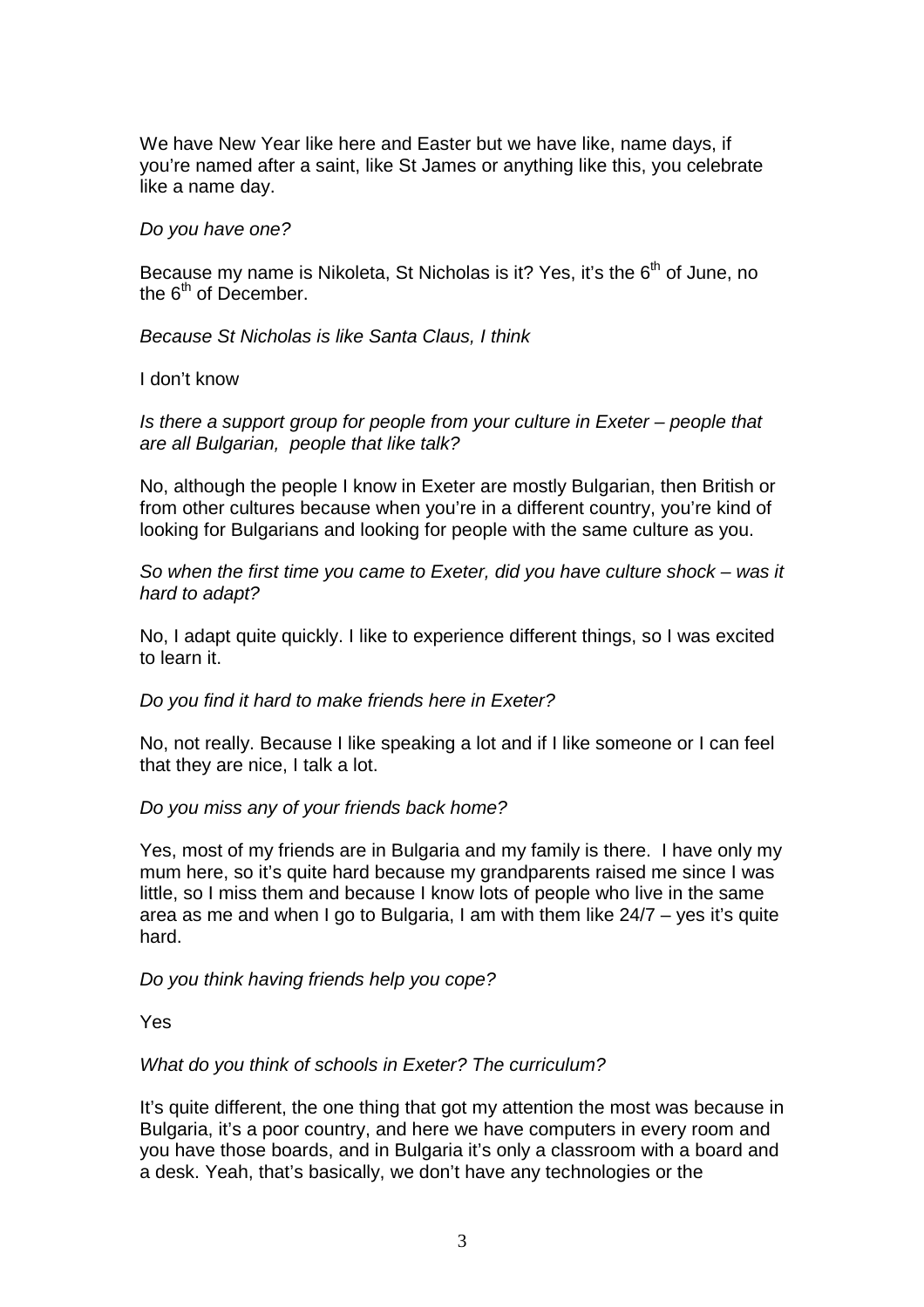We have New Year like here and Easter but we have like, name days, if you're named after a saint, like St James or anything like this, you celebrate like a name day.

*Do you have one?*

Because my name is Nikoleta, St Nicholas is it? Yes, it's the 6th of June, no the 6th of December.

*Because St Nicholas is like Santa Claus, I think*

I don't know

*Is there a support group for people from your culture in Exeter – people that are all Bulgarian, people that like talk?*

No, although the people I know in Exeter are mostly Bulgarian, then British or from other cultures because when you're in a different country, you're kind of looking for Bulgarians and looking for people with the same culture as you.

*So when the first time you came to Exeter, did you have culture shock – was it hard to adapt?*

No, I adapt quite quickly. I like to experience different things, so I was excited to learn it.

*Do you find it hard to make friends here in Exeter?*

No, not really. Because I like speaking a lot and if I like someone or I can feel that they are nice, I talk a lot.

*Do you miss any of your friends back home?*

Yes, most of my friends are in Bulgaria and my family is there. I have only my mum here, so it's quite hard because my grandparents raised me since I was little, so I miss them and because I know lots of people who live in the same area as me and when I go to Bulgaria, I am with them like 24/7 – yes it's quite hard.

*Do you think having friends help you cope?*

Yes

*What do you think of schools in Exeter? The curriculum?*

It's quite different, the one thing that got my attention the most was because in Bulgaria, it's a poor country, and here we have computers in every room and you have those boards, and in Bulgaria it's only a classroom with a board and a desk. Yeah, that's basically, we don't have any technologies or the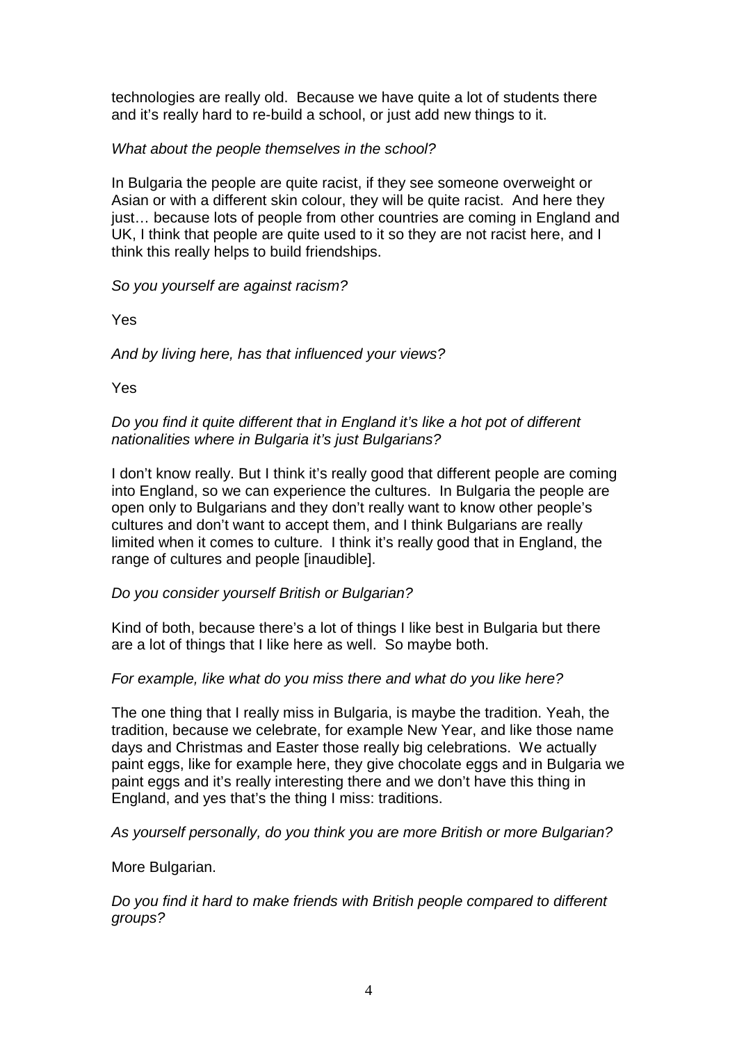technologies are really old. Because we have quite a lot of students there and it's really hard to re-build a school, or just add new things to it.

*What about the people themselves in the school?*

In Bulgaria the people are quite racist, if they see someone overweight or Asian or with a different skin colour, they will be quite racist. And here they just… because lots of people from other countries are coming in England and UK, I think that people are quite used to it so they are not racist here, and I think this really helps to build friendships.

*So you yourself are against racism?*

Yes

*And by living here, has that influenced your views?*

Yes

*Do you find it quite different that in England it's like a hot pot of different nationalities where in Bulgaria it's just Bulgarians?*

I don't know really. But I think it's really good that different people are coming into England, so we can experience the cultures. In Bulgaria the people are open only to Bulgarians and they don't really want to know other people's cultures and don't want to accept them, and I think Bulgarians are really limited when it comes to culture. I think it's really good that in England, the range of cultures and people [inaudible].

*Do you consider yourself British or Bulgarian?*

Kind of both, because there's a lot of things I like best in Bulgaria but there are a lot of things that I like here as well. So maybe both.

*For example, like what do you miss there and what do you like here?*

The one thing that I really miss in Bulgaria, is maybe the tradition. Yeah, the tradition, because we celebrate, for example New Year, and like those name days and Christmas and Easter those really big celebrations. We actually paint eggs, like for example here, they give chocolate eggs and in Bulgaria we paint eggs and it's really interesting there and we don't have this thing in England, and yes that's the thing I miss: traditions.

*As yourself personally, do you think you are more British or more Bulgarian?*

More Bulgarian.

*Do you find it hard to make friends with British people compared to different groups?*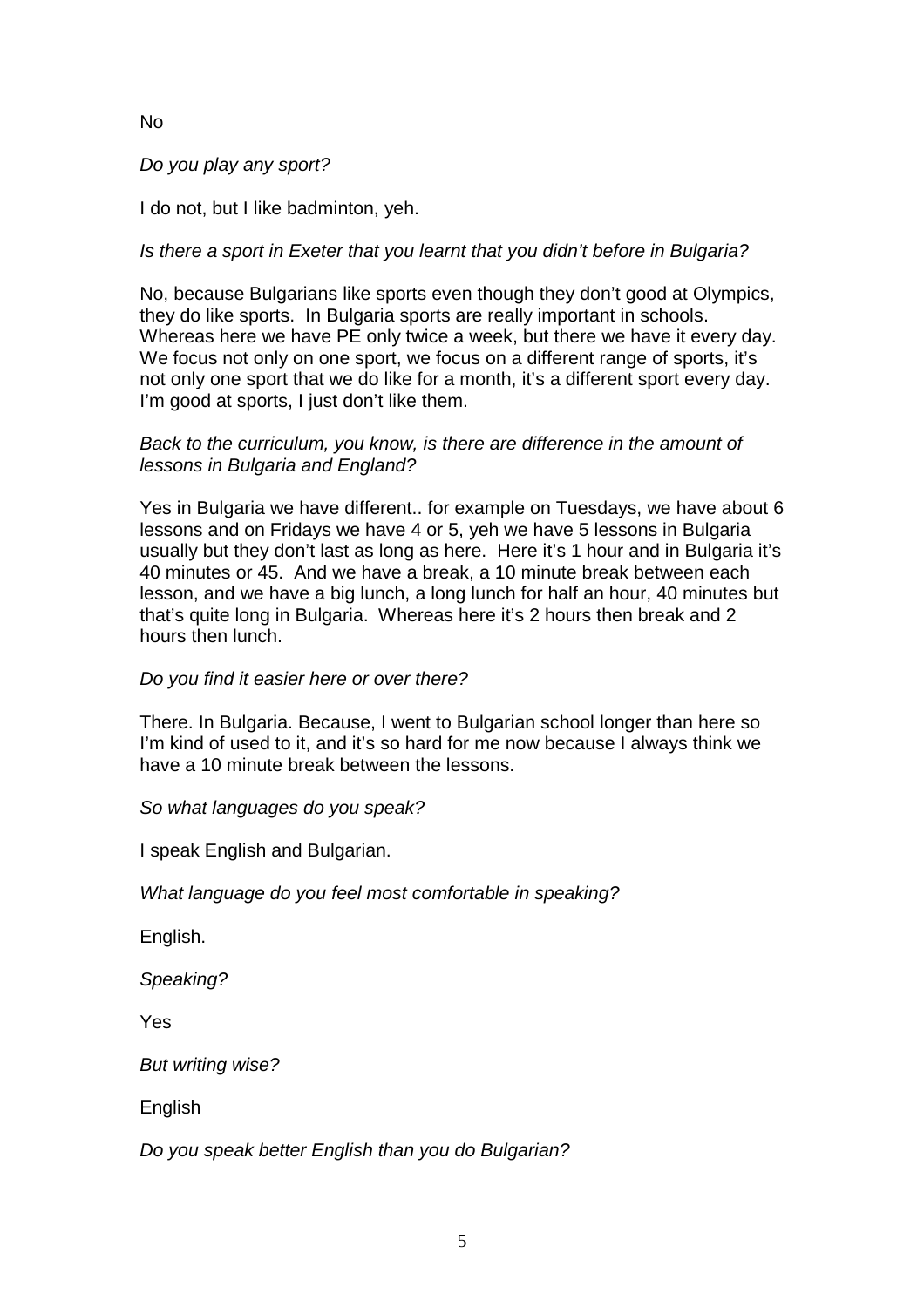No

*Do you play any sport?*

I do not, but I like badminton, yeh.

*Is there a sport in Exeter that you learnt that you didn't before in Bulgaria?*

No, because Bulgarians like sports even though they don't good at Olympics, they do like sports. In Bulgaria sports are really important in schools. Whereas here we have PE only twice a week, but there we have it every day. We focus not only on one sport, we focus on a different range of sports, it's not only one sport that we do like for a month, it's a different sport every day. I'm good at sports, I just don't like them.

*Back to the curriculum, you know, is there are difference in the amount of lessons in Bulgaria and England?*

Yes in Bulgaria we have different.. for example on Tuesdays, we have about 6 lessons and on Fridays we have 4 or 5, yeh we have 5 lessons in Bulgaria usually but they don't last as long as here. Here it's 1 hour and in Bulgaria it's 40 minutes or 45. And we have a break, a 10 minute break between each lesson, and we have a big lunch, a long lunch for half an hour, 40 minutes but that's quite long in Bulgaria. Whereas here it's 2 hours then break and 2 hours then lunch.

*Do you find it easier here or over there?*

There. In Bulgaria. Because, I went to Bulgarian school longer than here so I'm kind of used to it, and it's so hard for me now because I always think we have a 10 minute break between the lessons.

*So what languages do you speak?*

I speak English and Bulgarian.

*What language do you feel most comfortable in speaking?*

English.

*Speaking?*

Yes

*But writing wise?*

English

*Do you speak better English than you do Bulgarian?*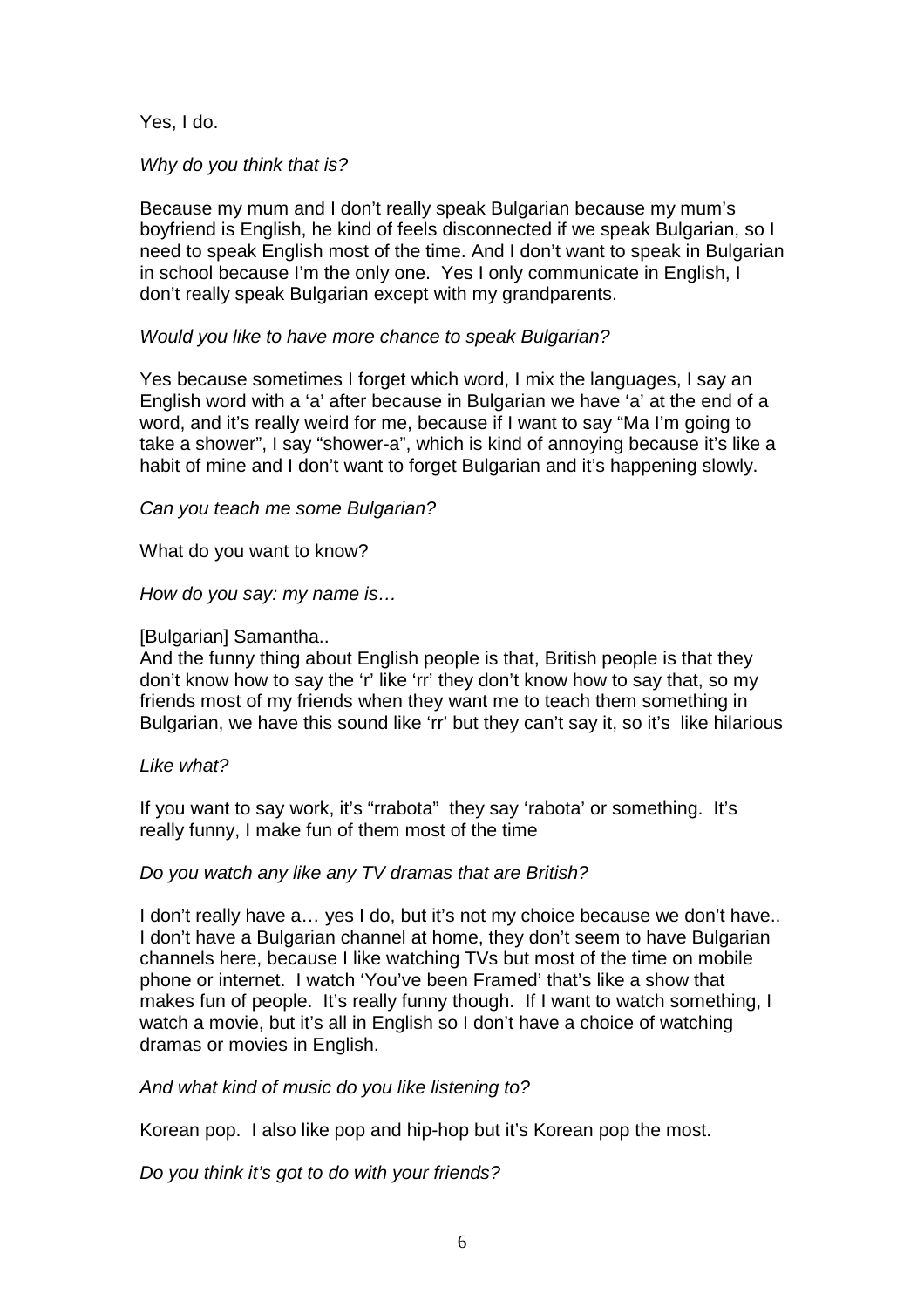Yes, I do.

*Why do you think that is?*

Because my mum and I don't really speak Bulgarian because my mum's boyfriend is English, he kind of feels disconnected if we speak Bulgarian, so I need to speak English most of the time. And I don't want to speak in Bulgarian in school because I'm the only one. Yes I only communicate in English, I don't really speak Bulgarian except with my grandparents.

*Would you like to have more chance to speak Bulgarian?*

Yes because sometimes I forget which word, I mix the languages, I say an English word with a 'a' after because in Bulgarian we have 'a' at the end of a word, and it's really weird for me, because if I want to say "Ma I'm going to take a shower", I say "shower-a", which is kind of annoying because it's like a habit of mine and I don't want to forget Bulgarian and it's happening slowly.

*Can you teach me some Bulgarian?*

What do you want to know?

*How do you say: my name is…*

[Bulgarian] Samantha..
And the funny thing about English people is that, British people is that they don't know how to say the 'r' like 'rr' they don't know how to say that, so my friends most of my friends when they want me to teach them something in Bulgarian, we have this sound like 'rr' but they can't say it, so it's like hilarious

*Like what?*

If you want to say work, it's "rrabota" they say 'rabota' or something. It's really funny, I make fun of them most of the time

*Do you watch any like any TV dramas that are British?*

I don't really have a… yes I do, but it's not my choice because we don't have.. I don't have a Bulgarian channel at home, they don't seem to have Bulgarian channels here, because I like watching TVs but most of the time on mobile phone or internet. I watch 'You've been Framed' that's like a show that makes fun of people. It's really funny though. If I want to watch something, I watch a movie, but it's all in English so I don't have a choice of watching dramas or movies in English.

*And what kind of music do you like listening to?*

Korean pop. I also like pop and hip-hop but it's Korean pop the most.

*Do you think it's got to do with your friends?*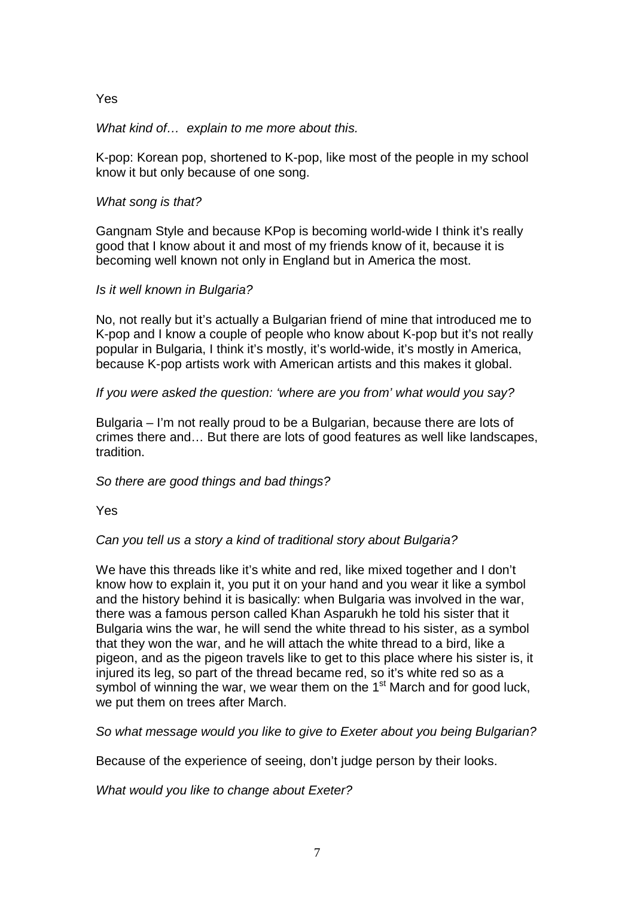Yes

*What kind of… explain to me more about this.*

K-pop: Korean pop, shortened to K-pop, like most of the people in my school know it but only because of one song.

*What song is that?*

Gangnam Style and because KPop is becoming world-wide I think it's really good that I know about it and most of my friends know of it, because it is becoming well known not only in England but in America the most.

*Is it well known in Bulgaria?*

No, not really but it's actually a Bulgarian friend of mine that introduced me to K-pop and I know a couple of people who know about K-pop but it's not really popular in Bulgaria, I think it's mostly, it's world-wide, it's mostly in America, because K-pop artists work with American artists and this makes it global.

*If you were asked the question: 'where are you from' what would you say?*

Bulgaria – I'm not really proud to be a Bulgarian, because there are lots of crimes there and… But there are lots of good features as well like landscapes, tradition.

*So there are good things and bad things?*

Yes

*Can you tell us a story a kind of traditional story about Bulgaria?*

We have this threads like it's white and red, like mixed together and I don't know how to explain it, you put it on your hand and you wear it like a symbol and the history behind it is basically: when Bulgaria was involved in the war, there was a famous person called Khan Asparukh he told his sister that it Bulgaria wins the war, he will send the white thread to his sister, as a symbol that they won the war, and he will attach the white thread to a bird, like a pigeon, and as the pigeon travels like to get to this place where his sister is, it injured its leg, so part of the thread became red, so it's white red so as a symbol of winning the war, we wear them on the 1st March and for good luck, we put them on trees after March.

*So what message would you like to give to Exeter about you being Bulgarian?*

Because of the experience of seeing, don't judge person by their looks.

*What would you like to change about Exeter?*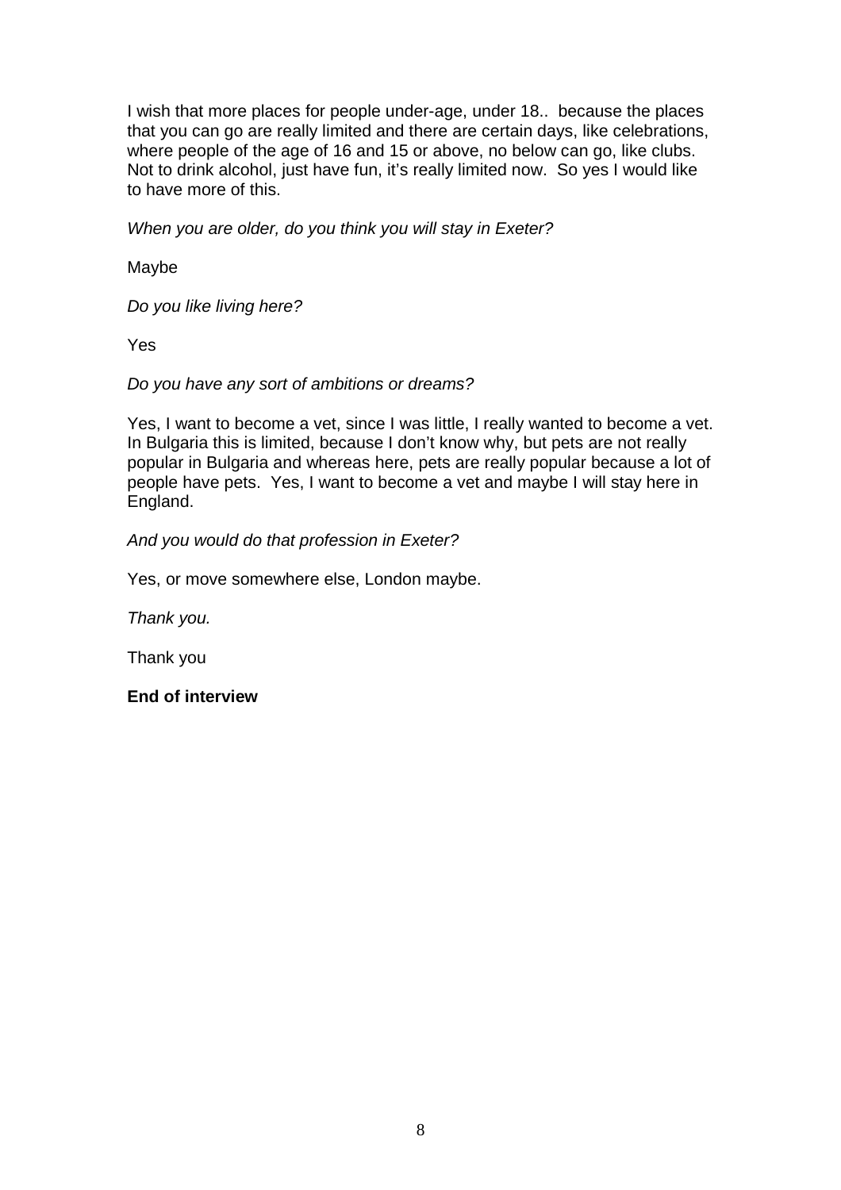I wish that more places for people under-age, under 18.. because the places that you can go are really limited and there are certain days, like celebrations, where people of the age of 16 and 15 or above, no below can go, like clubs. Not to drink alcohol, just have fun, it's really limited now. So yes I would like to have more of this.

*When you are older, do you think you will stay in Exeter?*

Maybe

*Do you like living here?*

Yes

*Do you have any sort of ambitions or dreams?*

Yes, I want to become a vet, since I was little, I really wanted to become a vet. In Bulgaria this is limited, because I don't know why, but pets are not really popular in Bulgaria and whereas here, pets are really popular because a lot of people have pets. Yes, I want to become a vet and maybe I will stay here in England.

*And you would do that profession in Exeter?*

Yes, or move somewhere else, London maybe.

*Thank you.*

Thank you

**End of interview**